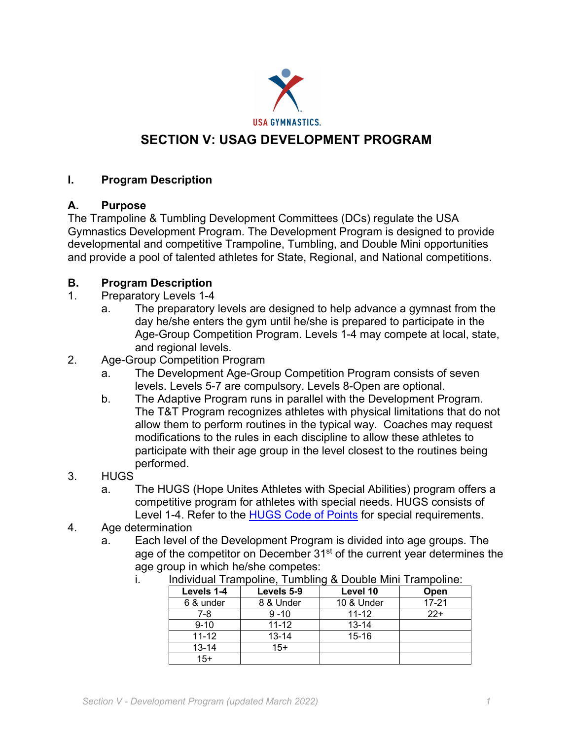# SECTION V: USAG DEVELOPMENT PROGRAM

## I. Program Description

### A. Purpose

The Trampoline & Tumbling Development Committees (DCs) regulate the USA Gymnastics Development Program. The Development Program is designed to provide developmental and competitive Trampoline, Tumbling, and Double Mini opportunities and provide a pool of talented athletes for State, Regional, and National competitions.

### B. Program Description

1. Preparatory Levels 1-4
   a. The preparatory levels are designed to help advance a gymnast from the day he/she enters the gym until he/she is prepared to participate in the Age-Group Competition Program. Levels 1-4 may compete at local, state, and regional levels.
2. Age-Group Competition Program
   a. The Development Age-Group Competition Program consists of seven levels. Levels 5-7 are compulsory. Levels 8-Open are optional.
   b. The Adaptive Program runs in parallel with the Development Program. The T&T Program recognizes athletes with physical limitations that do not allow them to perform routines in the typical way. Coaches may request modifications to the rules in each discipline to allow these athletes to participate with their age group in the level closest to the routines being performed.
3. HUGS
   a. The HUGS (Hope Unites Athletes with Special Abilities) program offers a competitive program for athletes with special needs. HUGS consists of Level 1-4. Refer to the HUGS Code of Points for special requirements.
4. Age determination
   a. Each level of the Development Program is divided into age groups. The age of the competitor on December 31st of the current year determines the age group in which he/she competes:
      i. Individual Trampoline, Tumbling & Double Mini Trampoline:

| Levels 1-4 | Levels 5-9 | Level 10 | Open |
|---|---|---|---|
| 6 & under | 8 & Under | 10 & Under | 17-21 |
| 7-8 | 9 -10 | 11-12 | 22+ |
| 9-10 | 11-12 | 13-14 | |
| 11-12 | 13-14 | 15-16 | |
| 13-14 | 15+ | | |
| 15+ | | | |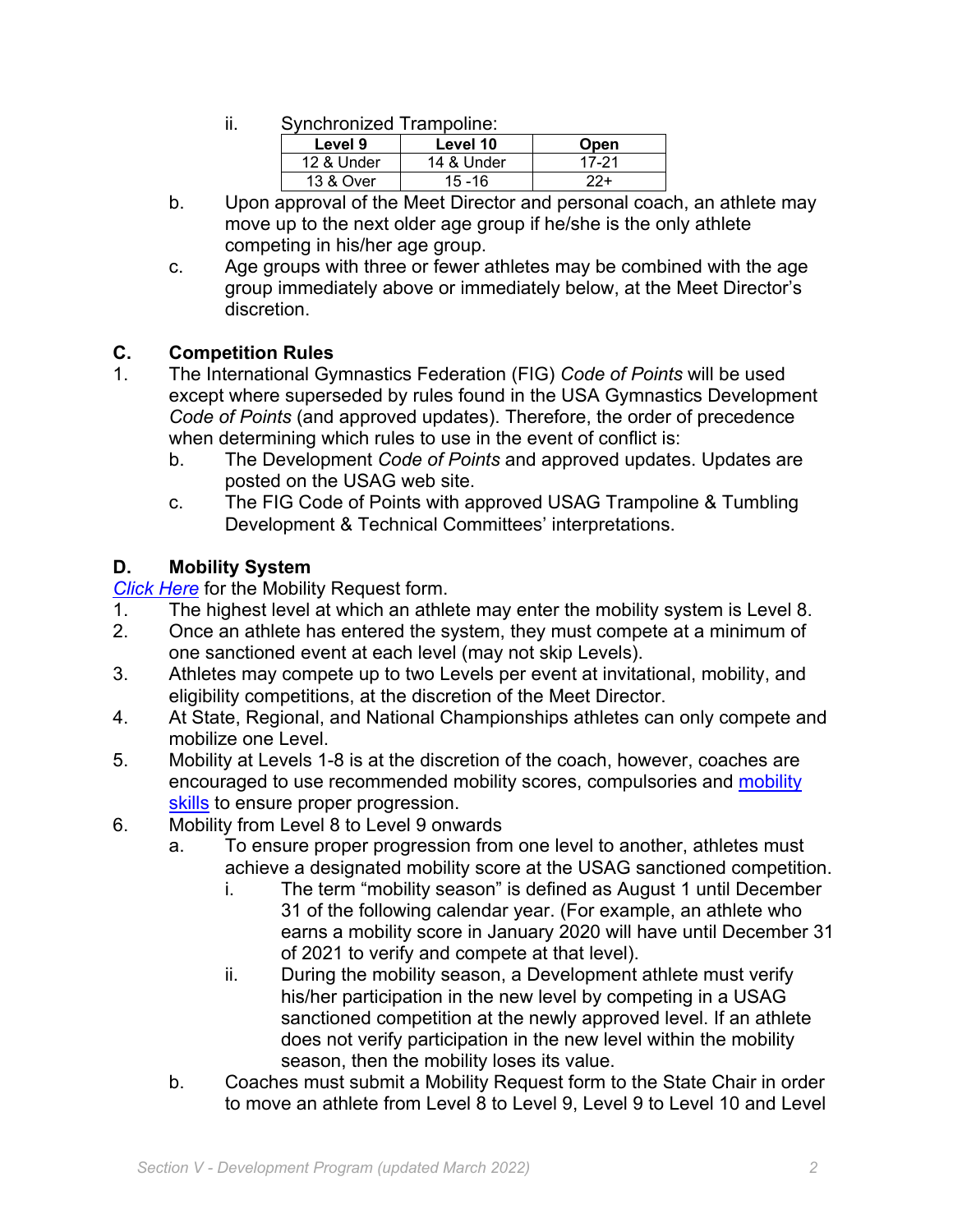ii. Synchronized Trampoline:

| Level 9 | Level 10 | Open |
|---|---|---|
| 12 & Under | 14 & Under | 17-21 |
| 13 & Over | 15 -16 | 22+ |

b. Upon approval of the Meet Director and personal coach, an athlete may move up to the next older age group if he/she is the only athlete competing in his/her age group.

c. Age groups with three or fewer athletes may be combined with the age group immediately above or immediately below, at the Meet Director's discretion.

## C. Competition Rules

1. The International Gymnastics Federation (FIG) *Code of Points* will be used except where superseded by rules found in the USA Gymnastics Development *Code of Points* (and approved updates). Therefore, the order of precedence when determining which rules to use in the event of conflict is:
   - b. The Development *Code of Points* and approved updates. Updates are posted on the USAG web site.
   - c. The FIG Code of Points with approved USAG Trampoline & Tumbling Development & Technical Committees' interpretations.

## D. Mobility System

*Click Here* for the Mobility Request form.

1. The highest level at which an athlete may enter the mobility system is Level 8.
2. Once an athlete has entered the system, they must compete at a minimum of one sanctioned event at each level (may not skip Levels).
3. Athletes may compete up to two Levels per event at invitational, mobility, and eligibility competitions, at the discretion of the Meet Director.
4. At State, Regional, and National Championships athletes can only compete and mobilize one Level.
5. Mobility at Levels 1-8 is at the discretion of the coach, however, coaches are encouraged to use recommended mobility scores, compulsories and mobility skills to ensure proper progression.
6. Mobility from Level 8 to Level 9 onwards
   - a. To ensure proper progression from one level to another, athletes must achieve a designated mobility score at the USAG sanctioned competition.
     - i. The term "mobility season" is defined as August 1 until December 31 of the following calendar year. (For example, an athlete who earns a mobility score in January 2020 will have until December 31 of 2021 to verify and compete at that level).
     - ii. During the mobility season, a Development athlete must verify his/her participation in the new level by competing in a USAG sanctioned competition at the newly approved level. If an athlete does not verify participation in the new level within the mobility season, then the mobility loses its value.
   - b. Coaches must submit a Mobility Request form to the State Chair in order to move an athlete from Level 8 to Level 9, Level 9 to Level 10 and Level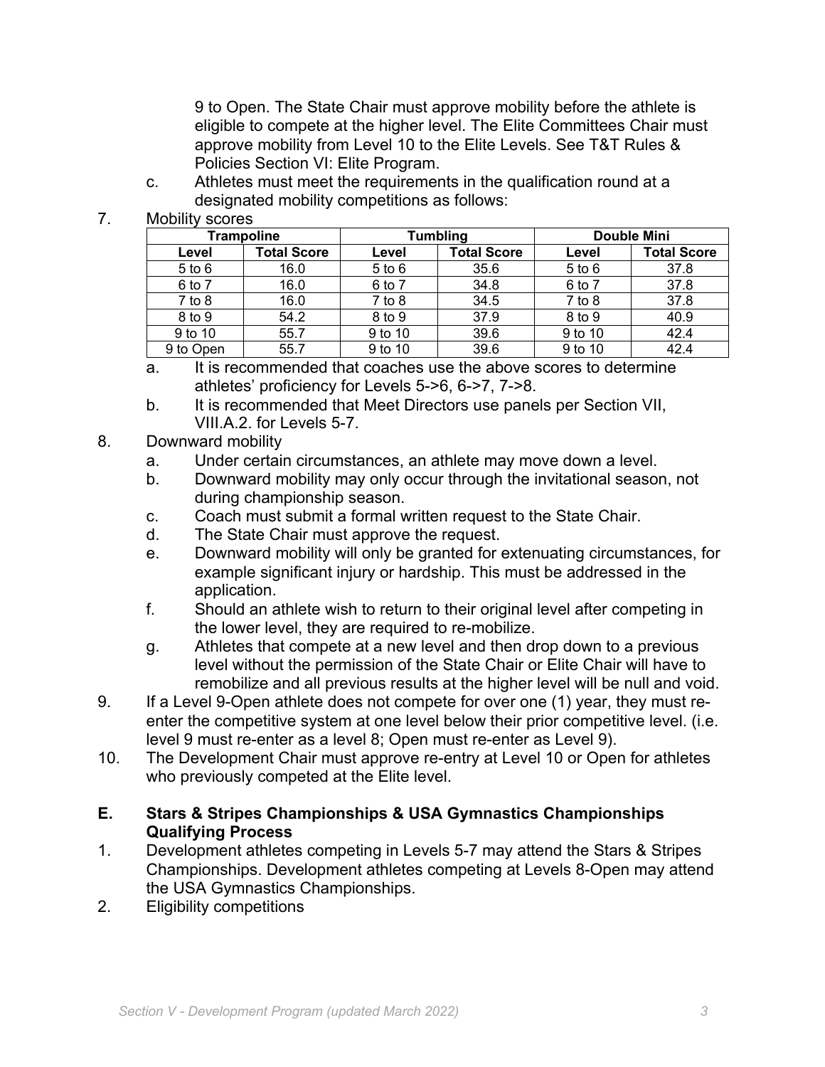9 to Open. The State Chair must approve mobility before the athlete is eligible to compete at the higher level. The Elite Committees Chair must approve mobility from Level 10 to the Elite Levels. See T&T Rules & Policies Section VI: Elite Program.

c. Athletes must meet the requirements in the qualification round at a designated mobility competitions as follows:

7. Mobility scores

| Trampoline | | Tumbling | | Double Mini | |
|---|---|---|---|---|---|
| **Level** | **Total Score** | **Level** | **Total Score** | **Level** | **Total Score** |
| 5 to 6 | 16.0 | 5 to 6 | 35.6 | 5 to 6 | 37.8 |
| 6 to 7 | 16.0 | 6 to 7 | 34.8 | 6 to 7 | 37.8 |
| 7 to 8 | 16.0 | 7 to 8 | 34.5 | 7 to 8 | 37.8 |
| 8 to 9 | 54.2 | 8 to 9 | 37.9 | 8 to 9 | 40.9 |
| 9 to 10 | 55.7 | 9 to 10 | 39.6 | 9 to 10 | 42.4 |
| 9 to Open | 55.7 | 9 to 10 | 39.6 | 9 to 10 | 42.4 |

a. It is recommended that coaches use the above scores to determine athletes' proficiency for Levels 5->6, 6->7, 7->8.

b. It is recommended that Meet Directors use panels per Section VII, VIII.A.2. for Levels 5-7.

8. Downward mobility
   a. Under certain circumstances, an athlete may move down a level.
   b. Downward mobility may only occur through the invitational season, not during championship season.
   c. Coach must submit a formal written request to the State Chair.
   d. The State Chair must approve the request.
   e. Downward mobility will only be granted for extenuating circumstances, for example significant injury or hardship. This must be addressed in the application.
   f. Should an athlete wish to return to their original level after competing in the lower level, they are required to re-mobilize.
   g. Athletes that compete at a new level and then drop down to a previous level without the permission of the State Chair or Elite Chair will have to remobilize and all previous results at the higher level will be null and void.
9. If a Level 9-Open athlete does not compete for over one (1) year, they must re-enter the competitive system at one level below their prior competitive level. (i.e. level 9 must re-enter as a level 8; Open must re-enter as Level 9).
10. The Development Chair must approve re-entry at Level 10 or Open for athletes who previously competed at the Elite level.

## E. Stars & Stripes Championships & USA Gymnastics Championships Qualifying Process

1. Development athletes competing in Levels 5-7 may attend the Stars & Stripes Championships. Development athletes competing at Levels 8-Open may attend the USA Gymnastics Championships.
2. Eligibility competitions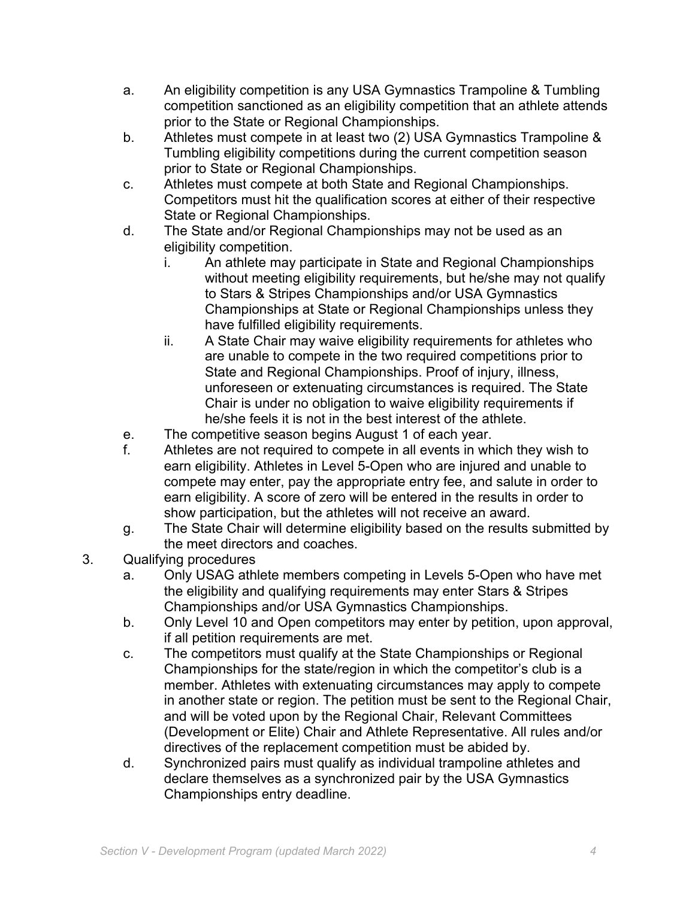a. An eligibility competition is any USA Gymnastics Trampoline & Tumbling competition sanctioned as an eligibility competition that an athlete attends prior to the State or Regional Championships.

b. Athletes must compete in at least two (2) USA Gymnastics Trampoline & Tumbling eligibility competitions during the current competition season prior to State or Regional Championships.

c. Athletes must compete at both State and Regional Championships. Competitors must hit the qualification scores at either of their respective State or Regional Championships.

d. The State and/or Regional Championships may not be used as an eligibility competition.

   i. An athlete may participate in State and Regional Championships without meeting eligibility requirements, but he/she may not qualify to Stars & Stripes Championships and/or USA Gymnastics Championships at State or Regional Championships unless they have fulfilled eligibility requirements.

   ii. A State Chair may waive eligibility requirements for athletes who are unable to compete in the two required competitions prior to State and Regional Championships. Proof of injury, illness, unforeseen or extenuating circumstances is required. The State Chair is under no obligation to waive eligibility requirements if he/she feels it is not in the best interest of the athlete.

e. The competitive season begins August 1 of each year.

f. Athletes are not required to compete in all events in which they wish to earn eligibility. Athletes in Level 5-Open who are injured and unable to compete may enter, pay the appropriate entry fee, and salute in order to earn eligibility. A score of zero will be entered in the results in order to show participation, but the athletes will not receive an award.

g. The State Chair will determine eligibility based on the results submitted by the meet directors and coaches.

3. Qualifying procedures

a. Only USAG athlete members competing in Levels 5-Open who have met the eligibility and qualifying requirements may enter Stars & Stripes Championships and/or USA Gymnastics Championships.

b. Only Level 10 and Open competitors may enter by petition, upon approval, if all petition requirements are met.

c. The competitors must qualify at the State Championships or Regional Championships for the state/region in which the competitor's club is a member. Athletes with extenuating circumstances may apply to compete in another state or region. The petition must be sent to the Regional Chair, and will be voted upon by the Regional Chair, Relevant Committees (Development or Elite) Chair and Athlete Representative. All rules and/or directives of the replacement competition must be abided by.

d. Synchronized pairs must qualify as individual trampoline athletes and declare themselves as a synchronized pair by the USA Gymnastics Championships entry deadline.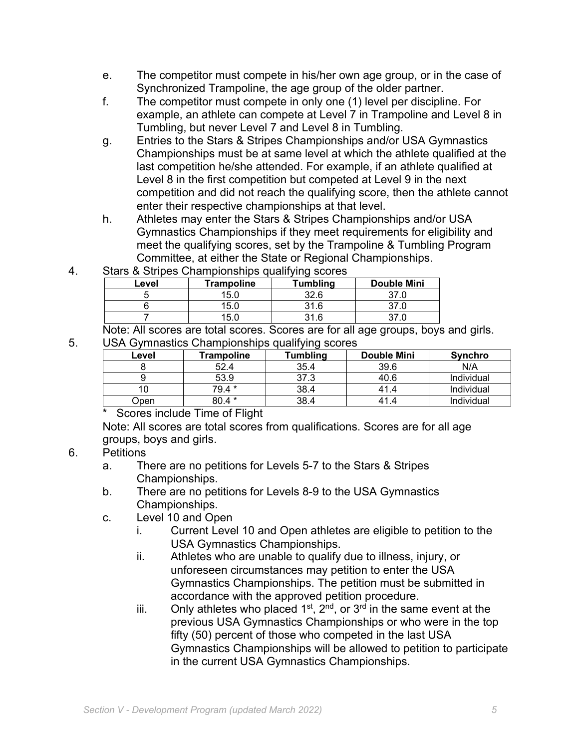e. The competitor must compete in his/her own age group, or in the case of Synchronized Trampoline, the age group of the older partner.

f. The competitor must compete in only one (1) level per discipline. For example, an athlete can compete at Level 7 in Trampoline and Level 8 in Tumbling, but never Level 7 and Level 8 in Tumbling.

g. Entries to the Stars & Stripes Championships and/or USA Gymnastics Championships must be at same level at which the athlete qualified at the last competition he/she attended. For example, if an athlete qualified at Level 8 in the first competition but competed at Level 9 in the next competition and did not reach the qualifying score, then the athlete cannot enter their respective championships at that level.

h. Athletes may enter the Stars & Stripes Championships and/or USA Gymnastics Championships if they meet requirements for eligibility and meet the qualifying scores, set by the Trampoline & Tumbling Program Committee, at either the State or Regional Championships.

4. Stars & Stripes Championships qualifying scores

| Level | Trampoline | Tumbling | Double Mini |
|---|---|---|---|
| 5 | 15.0 | 32.6 | 37.0 |
| 6 | 15.0 | 31.6 | 37.0 |
| 7 | 15.0 | 31.6 | 37.0 |

Note: All scores are total scores. Scores are for all age groups, boys and girls.

5. USA Gymnastics Championships qualifying scores

| Level | Trampoline | Tumbling | Double Mini | Synchro |
|---|---|---|---|---|
| 8 | 52.4 | 35.4 | 39.6 | N/A |
| 9 | 53.9 | 37.3 | 40.6 | Individual |
| 10 | 79.4 * | 38.4 | 41.4 | Individual |
| Open | 80.4 * | 38.4 | 41.4 | Individual |

\* Scores include Time of Flight

Note: All scores are total scores from qualifications. Scores are for all age groups, boys and girls.

6. Petitions

a. There are no petitions for Levels 5-7 to the Stars & Stripes Championships.

b. There are no petitions for Levels 8-9 to the USA Gymnastics Championships.

c. Level 10 and Open

i. Current Level 10 and Open athletes are eligible to petition to the USA Gymnastics Championships.

ii. Athletes who are unable to qualify due to illness, injury, or unforeseen circumstances may petition to enter the USA Gymnastics Championships. The petition must be submitted in accordance with the approved petition procedure.

iii. Only athletes who placed 1st, 2nd, or 3rd in the same event at the previous USA Gymnastics Championships or who were in the top fifty (50) percent of those who competed in the last USA Gymnastics Championships will be allowed to petition to participate in the current USA Gymnastics Championships.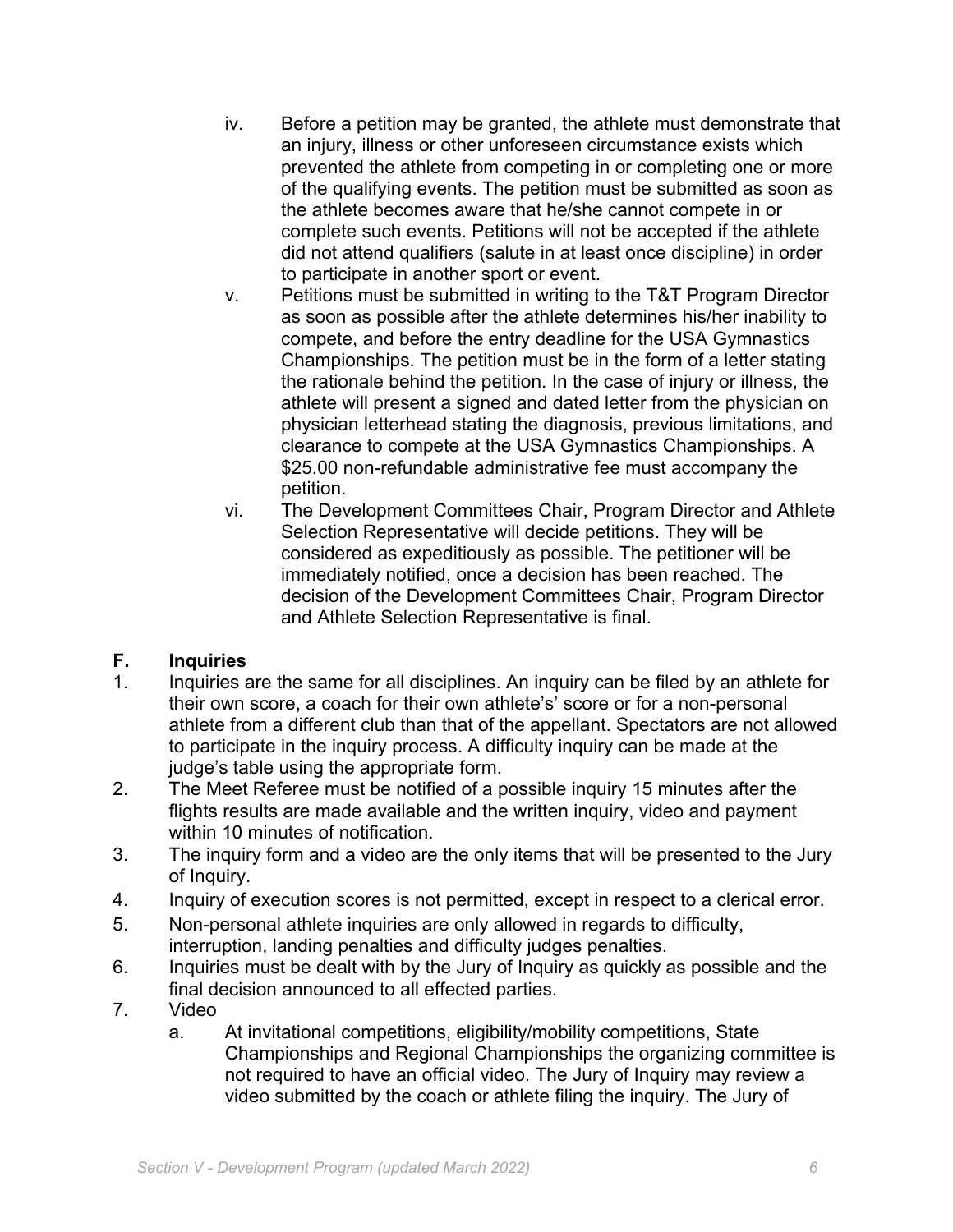iv. Before a petition may be granted, the athlete must demonstrate that an injury, illness or other unforeseen circumstance exists which prevented the athlete from competing in or completing one or more of the qualifying events. The petition must be submitted as soon as the athlete becomes aware that he/she cannot compete in or complete such events. Petitions will not be accepted if the athlete did not attend qualifiers (salute in at least once discipline) in order to participate in another sport or event.

v. Petitions must be submitted in writing to the T&T Program Director as soon as possible after the athlete determines his/her inability to compete, and before the entry deadline for the USA Gymnastics Championships. The petition must be in the form of a letter stating the rationale behind the petition. In the case of injury or illness, the athlete will present a signed and dated letter from the physician on physician letterhead stating the diagnosis, previous limitations, and clearance to compete at the USA Gymnastics Championships. A $25.00 non-refundable administrative fee must accompany the petition.

vi. The Development Committees Chair, Program Director and Athlete Selection Representative will decide petitions. They will be considered as expeditiously as possible. The petitioner will be immediately notified, once a decision has been reached. The decision of the Development Committees Chair, Program Director and Athlete Selection Representative is final.

## F. Inquiries

1. Inquiries are the same for all disciplines. An inquiry can be filed by an athlete for their own score, a coach for their own athlete's' score or for a non-personal athlete from a different club than that of the appellant. Spectators are not allowed to participate in the inquiry process. A difficulty inquiry can be made at the judge's table using the appropriate form.
2. The Meet Referee must be notified of a possible inquiry 15 minutes after the flights results are made available and the written inquiry, video and payment within 10 minutes of notification.
3. The inquiry form and a video are the only items that will be presented to the Jury of Inquiry.
4. Inquiry of execution scores is not permitted, except in respect to a clerical error.
5. Non-personal athlete inquiries are only allowed in regards to difficulty, interruption, landing penalties and difficulty judges penalties.
6. Inquiries must be dealt with by the Jury of Inquiry as quickly as possible and the final decision announced to all effected parties.
7. Video
   a. At invitational competitions, eligibility/mobility competitions, State Championships and Regional Championships the organizing committee is not required to have an official video. The Jury of Inquiry may review a video submitted by the coach or athlete filing the inquiry. The Jury of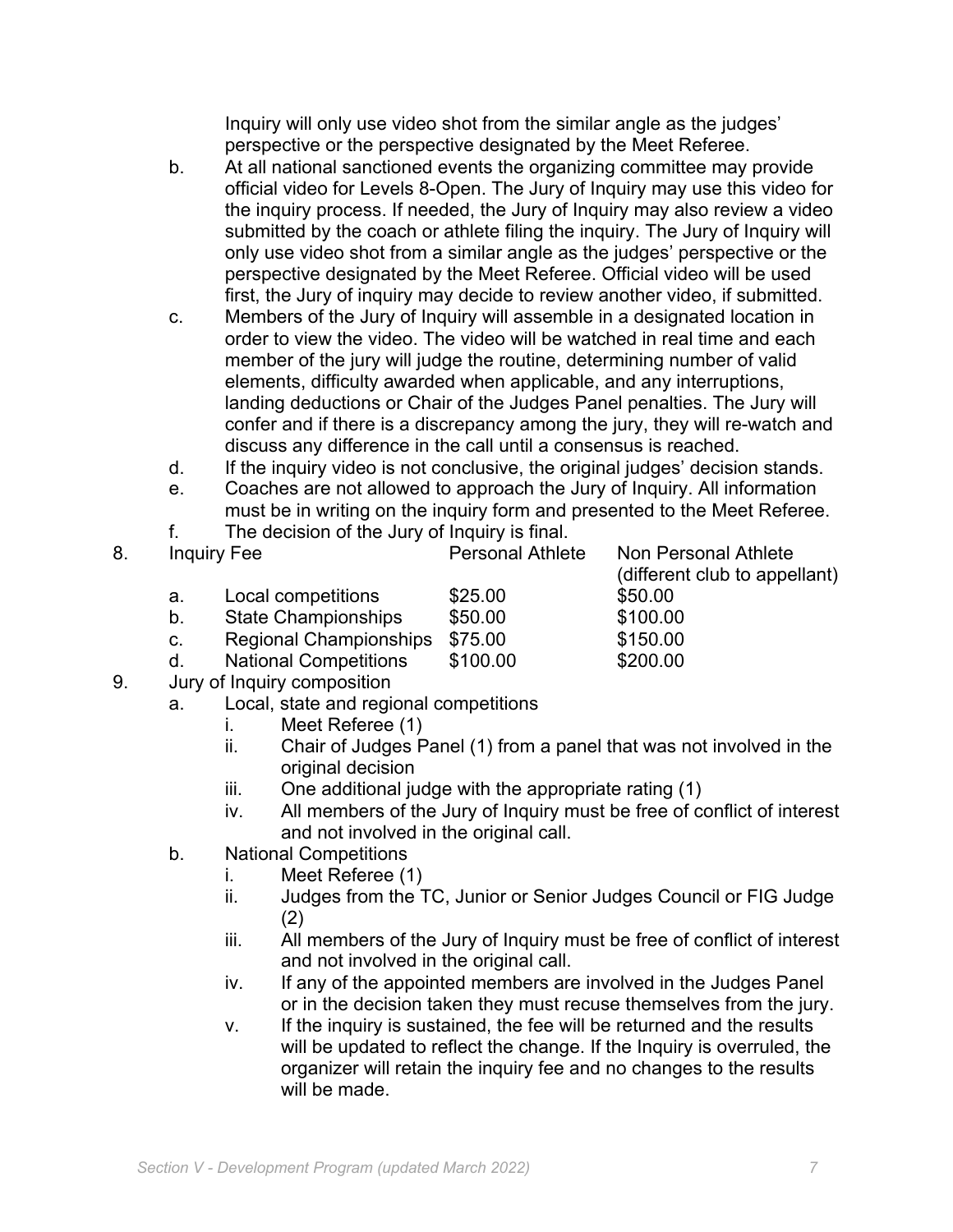Inquiry will only use video shot from the similar angle as the judges' perspective or the perspective designated by the Meet Referee.

b. At all national sanctioned events the organizing committee may provide official video for Levels 8-Open. The Jury of Inquiry may use this video for the inquiry process. If needed, the Jury of Inquiry may also review a video submitted by the coach or athlete filing the inquiry. The Jury of Inquiry will only use video shot from a similar angle as the judges' perspective or the perspective designated by the Meet Referee. Official video will be used first, the Jury of inquiry may decide to review another video, if submitted.

c. Members of the Jury of Inquiry will assemble in a designated location in order to view the video. The video will be watched in real time and each member of the jury will judge the routine, determining number of valid elements, difficulty awarded when applicable, and any interruptions, landing deductions or Chair of the Judges Panel penalties. The Jury will confer and if there is a discrepancy among the jury, they will re-watch and discuss any difference in the call until a consensus is reached.

d. If the inquiry video is not conclusive, the original judges' decision stands.

e. Coaches are not allowed to approach the Jury of Inquiry. All information must be in writing on the inquiry form and presented to the Meet Referee.

f. The decision of the Jury of Inquiry is final.

8. Inquiry Fee

| Inquiry Fee | Personal Athlete | Non Personal Athlete (different club to appellant) |
|---|---|---|
| a. Local competitions | \$25.00 | \$50.00 |
| b. State Championships | \$50.00 | \$100.00 |
| c. Regional Championships | \$75.00 | \$150.00 |
| d. National Competitions | \$100.00 | \$200.00 |

9. Jury of Inquiry composition
   a. Local, state and regional competitions
      i. Meet Referee (1)
      ii. Chair of Judges Panel (1) from a panel that was not involved in the original decision
      iii. One additional judge with the appropriate rating (1)
      iv. All members of the Jury of Inquiry must be free of conflict of interest and not involved in the original call.
   b. National Competitions
      i. Meet Referee (1)
      ii. Judges from the TC, Junior or Senior Judges Council or FIG Judge (2)
      iii. All members of the Jury of Inquiry must be free of conflict of interest and not involved in the original call.
      iv. If any of the appointed members are involved in the Judges Panel or in the decision taken they must recuse themselves from the jury.
      v. If the inquiry is sustained, the fee will be returned and the results will be updated to reflect the change. If the Inquiry is overruled, the organizer will retain the inquiry fee and no changes to the results will be made.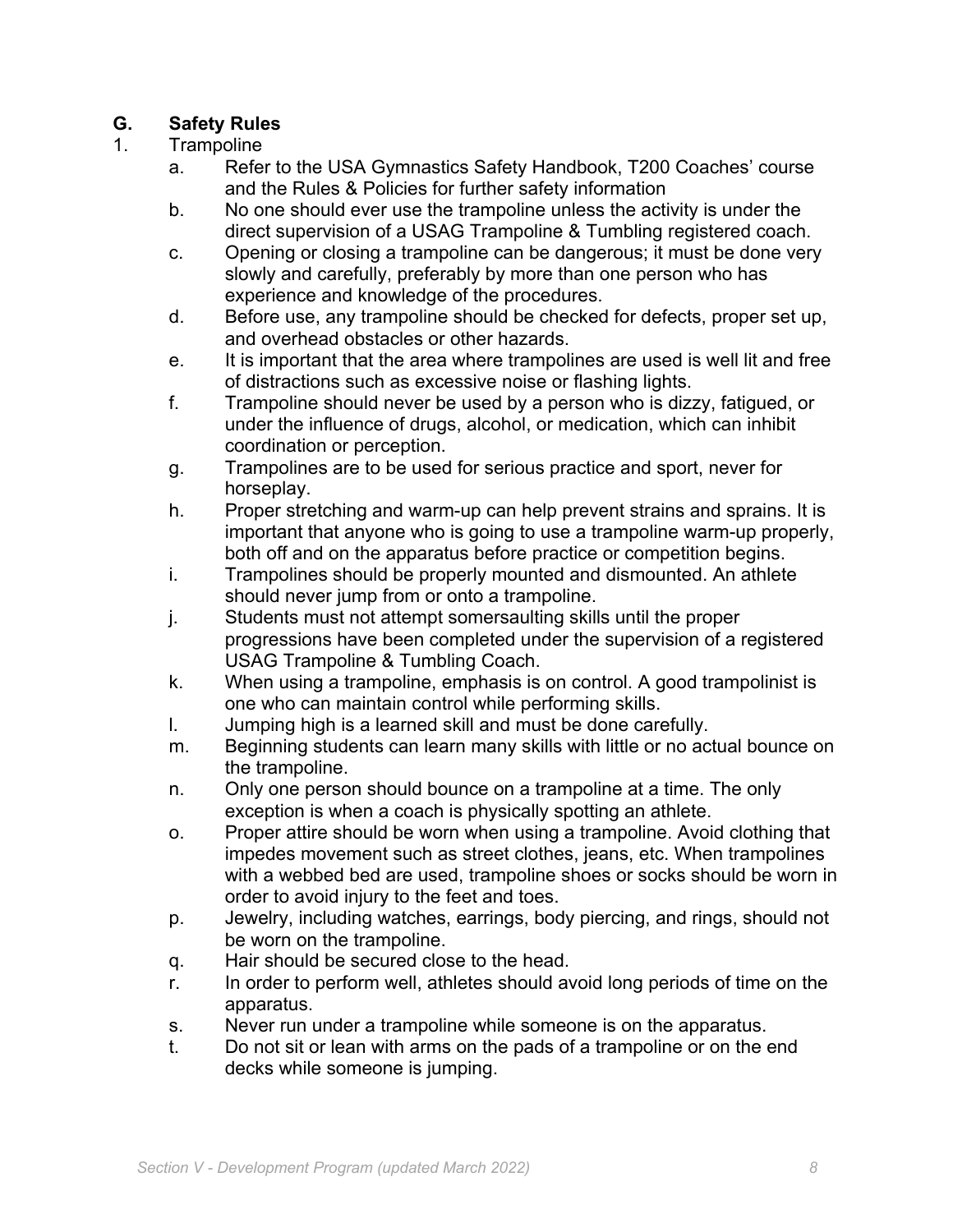## G. Safety Rules

1. Trampoline

   a. Refer to the USA Gymnastics Safety Handbook, T200 Coaches' course and the Rules & Policies for further safety information

   b. No one should ever use the trampoline unless the activity is under the direct supervision of a USAG Trampoline & Tumbling registered coach.

   c. Opening or closing a trampoline can be dangerous; it must be done very slowly and carefully, preferably by more than one person who has experience and knowledge of the procedures.

   d. Before use, any trampoline should be checked for defects, proper set up, and overhead obstacles or other hazards.

   e. It is important that the area where trampolines are used is well lit and free of distractions such as excessive noise or flashing lights.

   f. Trampoline should never be used by a person who is dizzy, fatigued, or under the influence of drugs, alcohol, or medication, which can inhibit coordination or perception.

   g. Trampolines are to be used for serious practice and sport, never for horseplay.

   h. Proper stretching and warm-up can help prevent strains and sprains. It is important that anyone who is going to use a trampoline warm-up properly, both off and on the apparatus before practice or competition begins.

   i. Trampolines should be properly mounted and dismounted. An athlete should never jump from or onto a trampoline.

   j. Students must not attempt somersaulting skills until the proper progressions have been completed under the supervision of a registered USAG Trampoline & Tumbling Coach.

   k. When using a trampoline, emphasis is on control. A good trampolinist is one who can maintain control while performing skills.

   l. Jumping high is a learned skill and must be done carefully.

   m. Beginning students can learn many skills with little or no actual bounce on the trampoline.

   n. Only one person should bounce on a trampoline at a time. The only exception is when a coach is physically spotting an athlete.

   o. Proper attire should be worn when using a trampoline. Avoid clothing that impedes movement such as street clothes, jeans, etc. When trampolines with a webbed bed are used, trampoline shoes or socks should be worn in order to avoid injury to the feet and toes.

   p. Jewelry, including watches, earrings, body piercing, and rings, should not be worn on the trampoline.

   q. Hair should be secured close to the head.

   r. In order to perform well, athletes should avoid long periods of time on the apparatus.

   s. Never run under a trampoline while someone is on the apparatus.

   t. Do not sit or lean with arms on the pads of a trampoline or on the end decks while someone is jumping.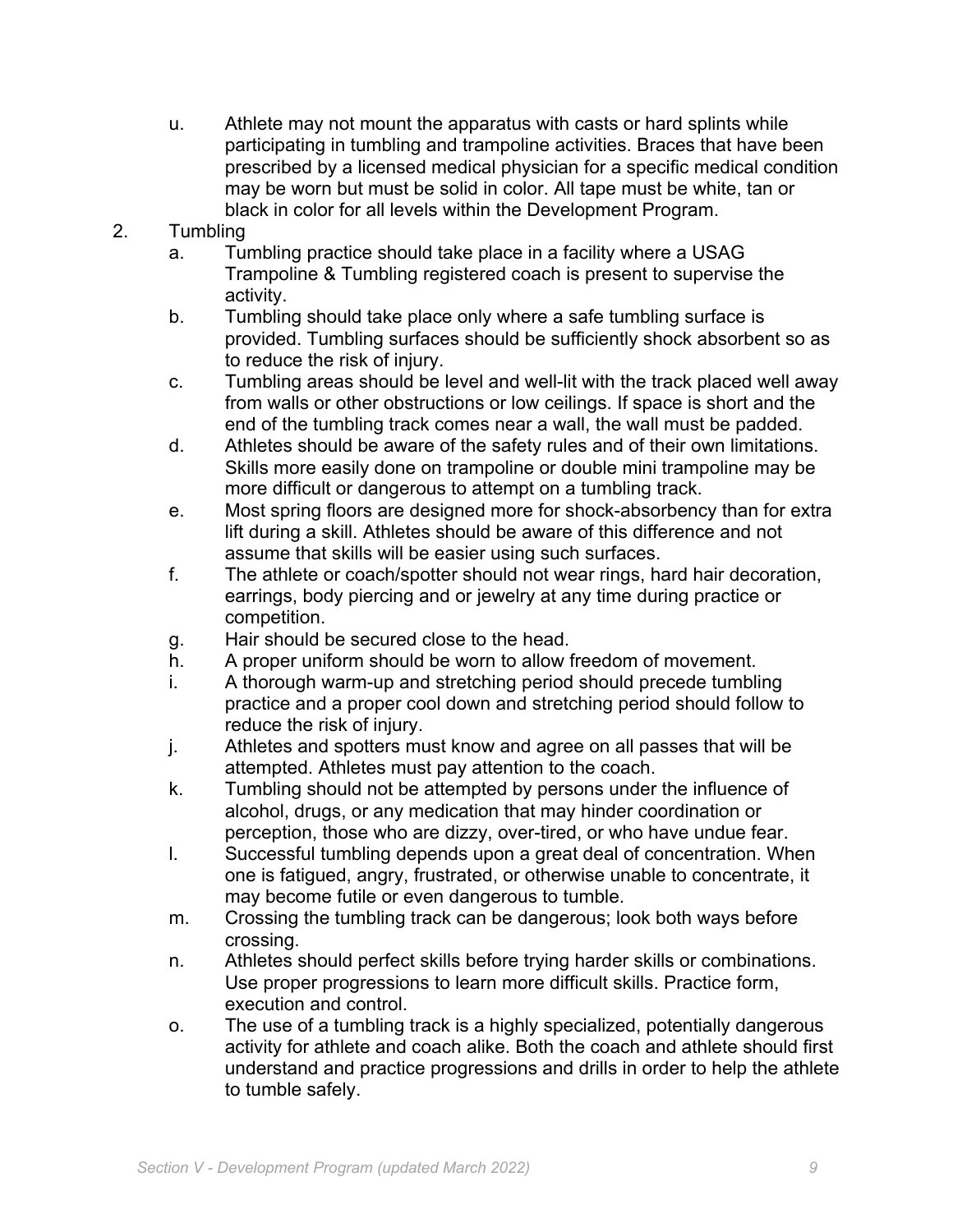u. Athlete may not mount the apparatus with casts or hard splints while participating in tumbling and trampoline activities. Braces that have been prescribed by a licensed medical physician for a specific medical condition may be worn but must be solid in color. All tape must be white, tan or black in color for all levels within the Development Program.

2. Tumbling
   a. Tumbling practice should take place in a facility where a USAG Trampoline & Tumbling registered coach is present to supervise the activity.
   b. Tumbling should take place only where a safe tumbling surface is provided. Tumbling surfaces should be sufficiently shock absorbent so as to reduce the risk of injury.
   c. Tumbling areas should be level and well-lit with the track placed well away from walls or other obstructions or low ceilings. If space is short and the end of the tumbling track comes near a wall, the wall must be padded.
   d. Athletes should be aware of the safety rules and of their own limitations. Skills more easily done on trampoline or double mini trampoline may be more difficult or dangerous to attempt on a tumbling track.
   e. Most spring floors are designed more for shock-absorbency than for extra lift during a skill. Athletes should be aware of this difference and not assume that skills will be easier using such surfaces.
   f. The athlete or coach/spotter should not wear rings, hard hair decoration, earrings, body piercing and or jewelry at any time during practice or competition.
   g. Hair should be secured close to the head.
   h. A proper uniform should be worn to allow freedom of movement.
   i. A thorough warm-up and stretching period should precede tumbling practice and a proper cool down and stretching period should follow to reduce the risk of injury.
   j. Athletes and spotters must know and agree on all passes that will be attempted. Athletes must pay attention to the coach.
   k. Tumbling should not be attempted by persons under the influence of alcohol, drugs, or any medication that may hinder coordination or perception, those who are dizzy, over-tired, or who have undue fear.
   l. Successful tumbling depends upon a great deal of concentration. When one is fatigued, angry, frustrated, or otherwise unable to concentrate, it may become futile or even dangerous to tumble.
   m. Crossing the tumbling track can be dangerous; look both ways before crossing.
   n. Athletes should perfect skills before trying harder skills or combinations. Use proper progressions to learn more difficult skills. Practice form, execution and control.
   o. The use of a tumbling track is a highly specialized, potentially dangerous activity for athlete and coach alike. Both the coach and athlete should first understand and practice progressions and drills in order to help the athlete to tumble safely.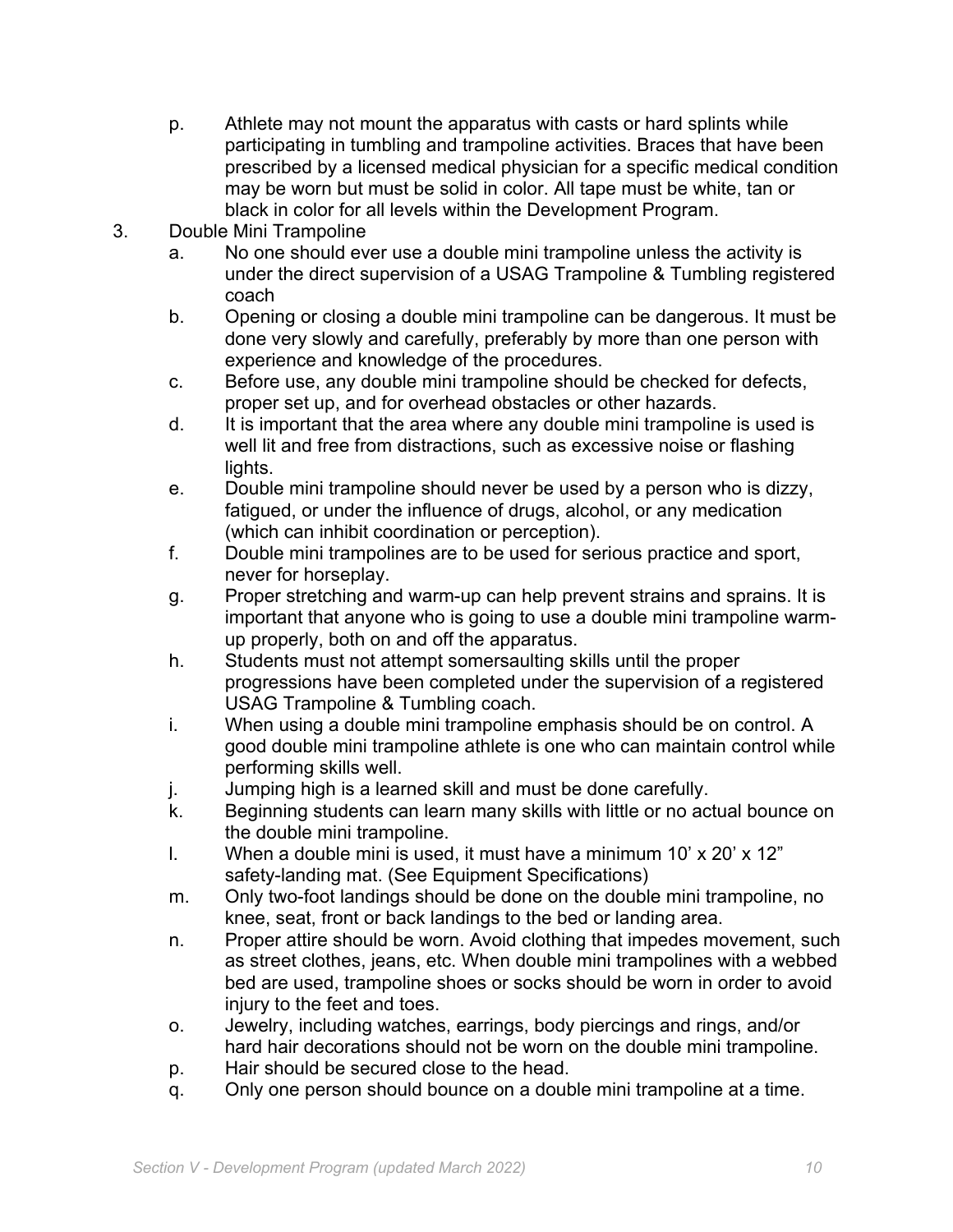p. Athlete may not mount the apparatus with casts or hard splints while participating in tumbling and trampoline activities. Braces that have been prescribed by a licensed medical physician for a specific medical condition may be worn but must be solid in color. All tape must be white, tan or black in color for all levels within the Development Program.

3. Double Mini Trampoline
   a. No one should ever use a double mini trampoline unless the activity is under the direct supervision of a USAG Trampoline & Tumbling registered coach
   b. Opening or closing a double mini trampoline can be dangerous. It must be done very slowly and carefully, preferably by more than one person with experience and knowledge of the procedures.
   c. Before use, any double mini trampoline should be checked for defects, proper set up, and for overhead obstacles or other hazards.
   d. It is important that the area where any double mini trampoline is used is well lit and free from distractions, such as excessive noise or flashing lights.
   e. Double mini trampoline should never be used by a person who is dizzy, fatigued, or under the influence of drugs, alcohol, or any medication (which can inhibit coordination or perception).
   f. Double mini trampolines are to be used for serious practice and sport, never for horseplay.
   g. Proper stretching and warm-up can help prevent strains and sprains. It is important that anyone who is going to use a double mini trampoline warm-up properly, both on and off the apparatus.
   h. Students must not attempt somersaulting skills until the proper progressions have been completed under the supervision of a registered USAG Trampoline & Tumbling coach.
   i. When using a double mini trampoline emphasis should be on control. A good double mini trampoline athlete is one who can maintain control while performing skills well.
   j. Jumping high is a learned skill and must be done carefully.
   k. Beginning students can learn many skills with little or no actual bounce on the double mini trampoline.
   l. When a double mini is used, it must have a minimum 10' x 20' x 12" safety-landing mat. (See Equipment Specifications)
   m. Only two-foot landings should be done on the double mini trampoline, no knee, seat, front or back landings to the bed or landing area.
   n. Proper attire should be worn. Avoid clothing that impedes movement, such as street clothes, jeans, etc. When double mini trampolines with a webbed bed are used, trampoline shoes or socks should be worn in order to avoid injury to the feet and toes.
   o. Jewelry, including watches, earrings, body piercings and rings, and/or hard hair decorations should not be worn on the double mini trampoline.
   p. Hair should be secured close to the head.
   q. Only one person should bounce on a double mini trampoline at a time.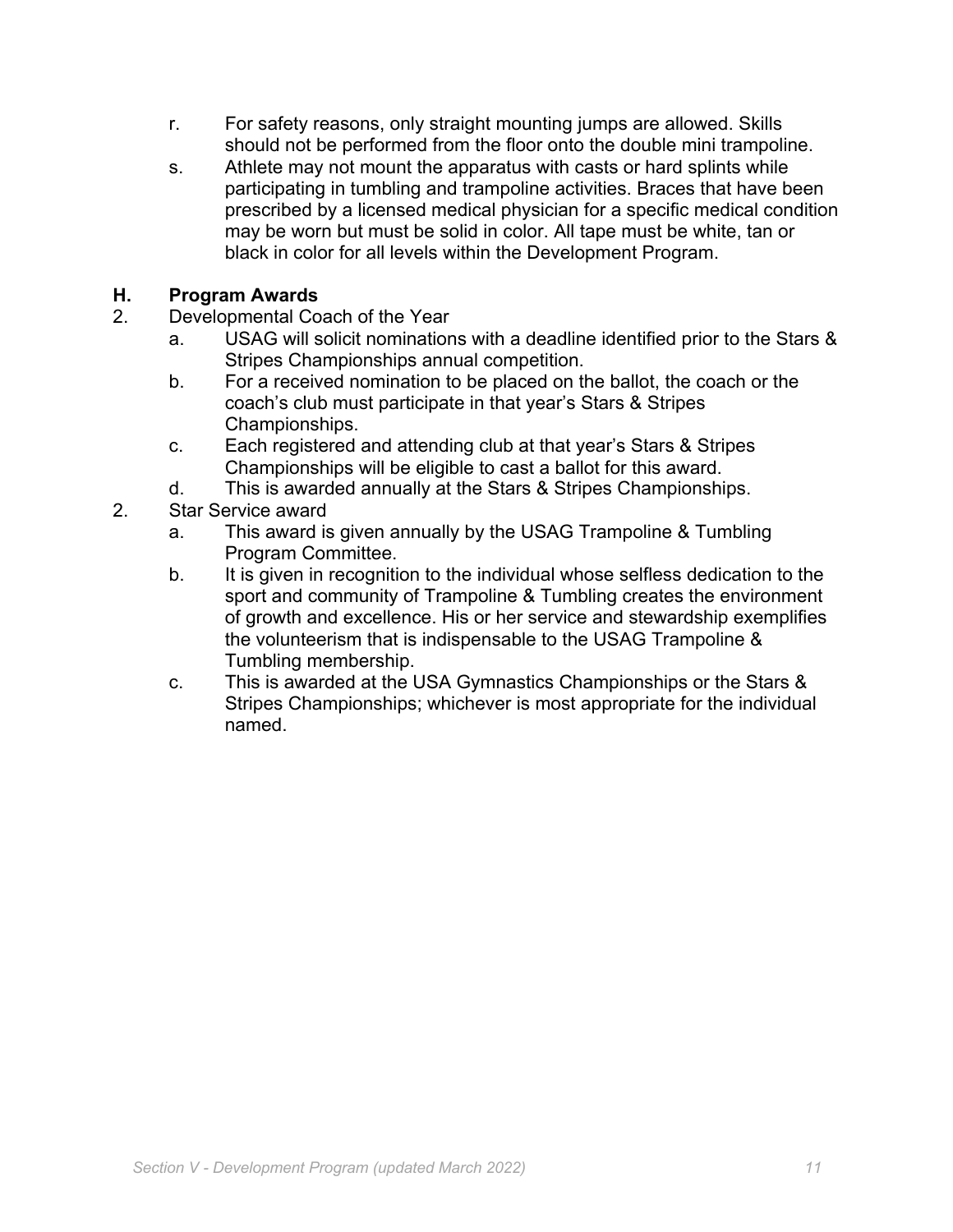r. For safety reasons, only straight mounting jumps are allowed. Skills should not be performed from the floor onto the double mini trampoline.

s. Athlete may not mount the apparatus with casts or hard splints while participating in tumbling and trampoline activities. Braces that have been prescribed by a licensed medical physician for a specific medical condition may be worn but must be solid in color. All tape must be white, tan or black in color for all levels within the Development Program.

## H. Program Awards

2. Developmental Coach of the Year
   - a. USAG will solicit nominations with a deadline identified prior to the Stars & Stripes Championships annual competition.
   - b. For a received nomination to be placed on the ballot, the coach or the coach's club must participate in that year's Stars & Stripes Championships.
   - c. Each registered and attending club at that year's Stars & Stripes Championships will be eligible to cast a ballot for this award.
   - d. This is awarded annually at the Stars & Stripes Championships.

2. Star Service award
   - a. This award is given annually by the USAG Trampoline & Tumbling Program Committee.
   - b. It is given in recognition to the individual whose selfless dedication to the sport and community of Trampoline & Tumbling creates the environment of growth and excellence. His or her service and stewardship exemplifies the volunteerism that is indispensable to the USAG Trampoline & Tumbling membership.
   - c. This is awarded at the USA Gymnastics Championships or the Stars & Stripes Championships; whichever is most appropriate for the individual named.